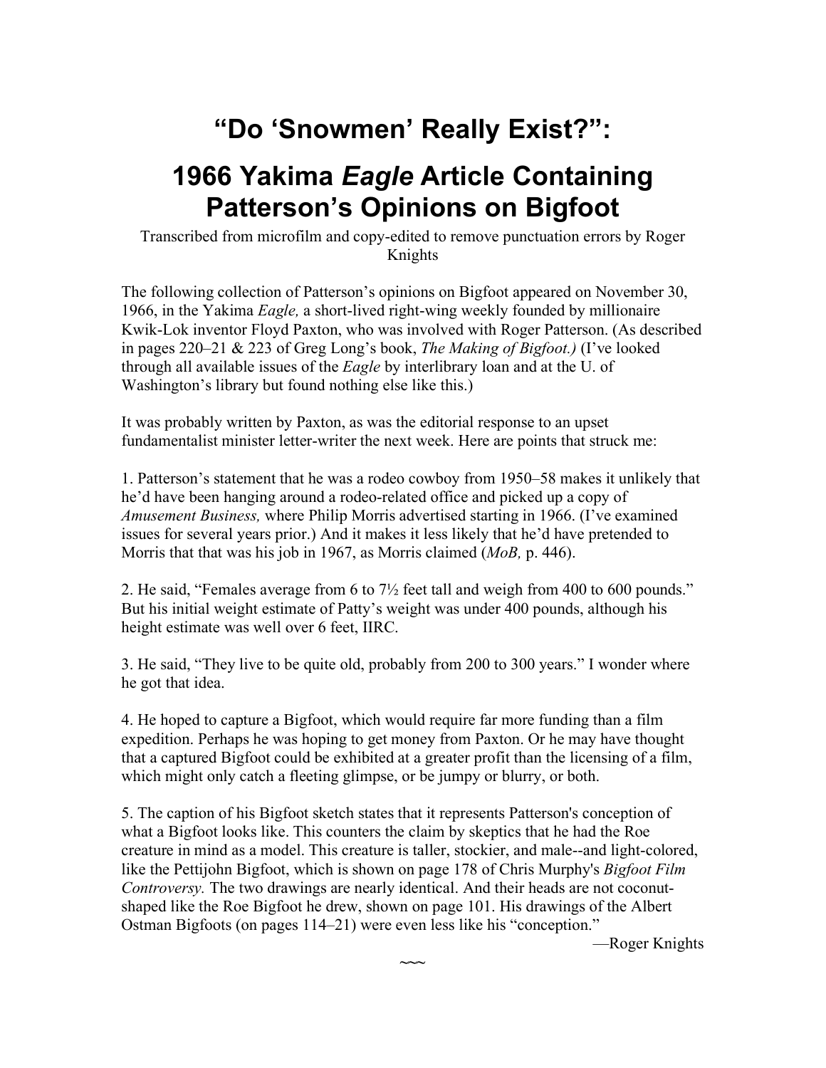# "Do 'Snowmen' Really Exist?":

# 1966 Yakima *Eagle* Article Containing Patterson's Opinions on Bigfoot

Transcribed from microfilm and copy-edited to remove punctuation errors by Roger Knights

The following collection of Patterson's opinions on Bigfoot appeared on November 30, 1966, in the Yakima *Eagle,* a short-lived right-wing weekly founded by millionaire Kwik-Lok inventor Floyd Paxton, who was involved with Roger Patterson. (As described in pages 220–21 & 223 of Greg Long's book, *The Making of Bigfoot.)* (I've looked through all available issues of the *Eagle* by interlibrary loan and at the U. of Washington's library but found nothing else like this.)

It was probably written by Paxton, as was the editorial response to an upset fundamentalist minister letter-writer the next week. Here are points that struck me:

1. Patterson's statement that he was a rodeo cowboy from 1950–58 makes it unlikely that he'd have been hanging around a rodeo-related office and picked up a copy of *Amusement Business,* where Philip Morris advertised starting in 1966. (I've examined issues for several years prior.) And it makes it less likely that he'd have pretended to Morris that that was his job in 1967, as Morris claimed (*MoB,* p. 446).

2. He said, "Females average from 6 to 7½ feet tall and weigh from 400 to 600 pounds." But his initial weight estimate of Patty's weight was under 400 pounds, although his height estimate was well over 6 feet, IIRC.

3. He said, "They live to be quite old, probably from 200 to 300 years." I wonder where he got that idea.

4. He hoped to capture a Bigfoot, which would require far more funding than a film expedition. Perhaps he was hoping to get money from Paxton. Or he may have thought that a captured Bigfoot could be exhibited at a greater profit than the licensing of a film, which might only catch a fleeting glimpse, or be jumpy or blurry, or both.

5. The caption of his Bigfoot sketch states that it represents Patterson's conception of what a Bigfoot looks like. This counters the claim by skeptics that he had the Roe creature in mind as a model. This creature is taller, stockier, and male--and light-colored, like the Pettijohn Bigfoot, which is shown on page 178 of Chris Murphy's *Bigfoot Film Controversy.* The two drawings are nearly identical. And their heads are not coconut-shaped like the Roe Bigfoot he drew, shown on page 101. His drawings of the Albert Ostman Bigfoots (on pages 114–21) were even less like his "conception."

—Roger Knights

~~~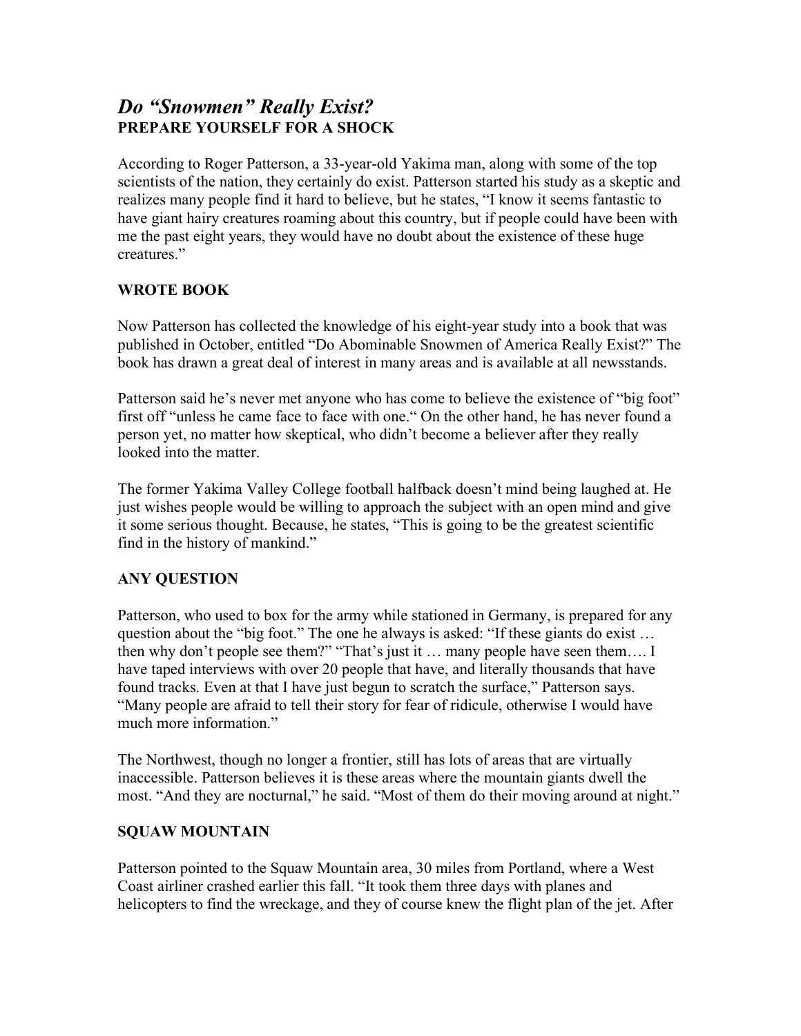# *Do "Snowmen" Really Exist?*

**PREPARE YOURSELF FOR A SHOCK**

According to Roger Patterson, a 33-year-old Yakima man, along with some of the top scientists of the nation, they certainly do exist. Patterson started his study as a skeptic and realizes many people find it hard to believe, but he states, "I know it seems fantastic to have giant hairy creatures roaming about this country, but if people could have been with me the past eight years, they would have no doubt about the existence of these huge creatures."

**WROTE BOOK**

Now Patterson has collected the knowledge of his eight-year study into a book that was published in October, entitled "Do Abominable Snowmen of America Really Exist?" The book has drawn a great deal of interest in many areas and is available at all newsstands.

Patterson said he's never met anyone who has come to believe the existence of "big foot" first off "unless he came face to face with one." On the other hand, he has never found a person yet, no matter how skeptical, who didn't become a believer after they really looked into the matter.

The former Yakima Valley College football halfback doesn't mind being laughed at. He just wishes people would be willing to approach the subject with an open mind and give it some serious thought. Because, he states, "This is going to be the greatest scientific find in the history of mankind."

**ANY QUESTION**

Patterson, who used to box for the army while stationed in Germany, is prepared for any question about the "big foot." The one he always is asked: "If these giants do exist … then why don't people see them?" "That's just it … many people have seen them…. I have taped interviews with over 20 people that have, and literally thousands that have found tracks. Even at that I have just begun to scratch the surface," Patterson says. "Many people are afraid to tell their story for fear of ridicule, otherwise I would have much more information."

The Northwest, though no longer a frontier, still has lots of areas that are virtually inaccessible. Patterson believes it is these areas where the mountain giants dwell the most. "And they are nocturnal," he said. "Most of them do their moving around at night."

**SQUAW MOUNTAIN**

Patterson pointed to the Squaw Mountain area, 30 miles from Portland, where a West Coast airliner crashed earlier this fall. "It took them three days with planes and helicopters to find the wreckage, and they of course knew the flight plan of the jet. After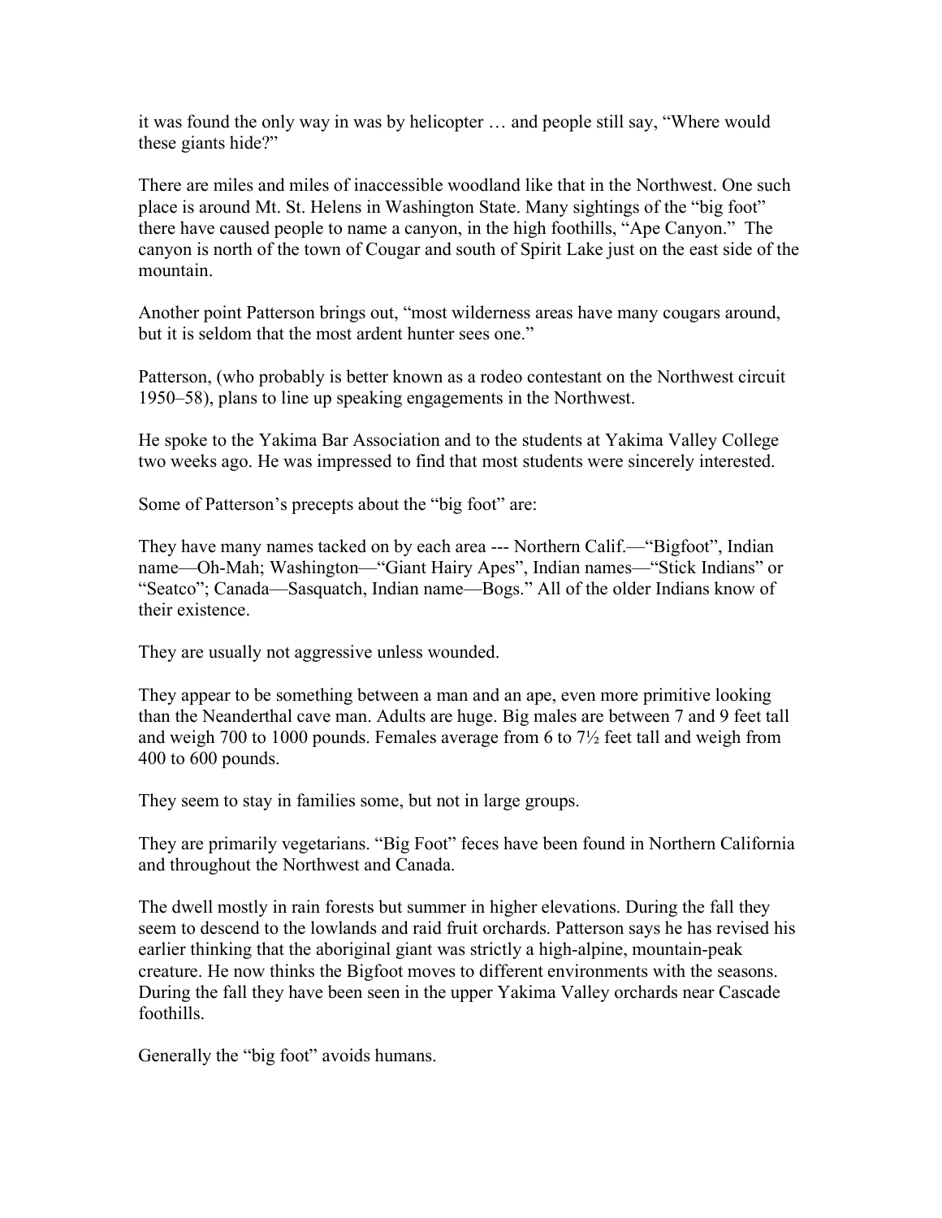it was found the only way in was by helicopter … and people still say, "Where would these giants hide?"

There are miles and miles of inaccessible woodland like that in the Northwest. One such place is around Mt. St. Helens in Washington State. Many sightings of the "big foot" there have caused people to name a canyon, in the high foothills, "Ape Canyon." The canyon is north of the town of Cougar and south of Spirit Lake just on the east side of the mountain.

Another point Patterson brings out, "most wilderness areas have many cougars around, but it is seldom that the most ardent hunter sees one."

Patterson, (who probably is better known as a rodeo contestant on the Northwest circuit 1950–58), plans to line up speaking engagements in the Northwest.

He spoke to the Yakima Bar Association and to the students at Yakima Valley College two weeks ago. He was impressed to find that most students were sincerely interested.

Some of Patterson's precepts about the "big foot" are:

They have many names tacked on by each area --- Northern Calif.—"Bigfoot", Indian name—Oh-Mah; Washington—"Giant Hairy Apes", Indian names—"Stick Indians" or "Seatco"; Canada—Sasquatch, Indian name—Bogs." All of the older Indians know of their existence.

They are usually not aggressive unless wounded.

They appear to be something between a man and an ape, even more primitive looking than the Neanderthal cave man. Adults are huge. Big males are between 7 and 9 feet tall and weigh 700 to 1000 pounds. Females average from 6 to 7½ feet tall and weigh from 400 to 600 pounds.

They seem to stay in families some, but not in large groups.

They are primarily vegetarians. "Big Foot" feces have been found in Northern California and throughout the Northwest and Canada.

The dwell mostly in rain forests but summer in higher elevations. During the fall they seem to descend to the lowlands and raid fruit orchards. Patterson says he has revised his earlier thinking that the aboriginal giant was strictly a high-alpine, mountain-peak creature. He now thinks the Bigfoot moves to different environments with the seasons. During the fall they have been seen in the upper Yakima Valley orchards near Cascade foothills.

Generally the "big foot" avoids humans.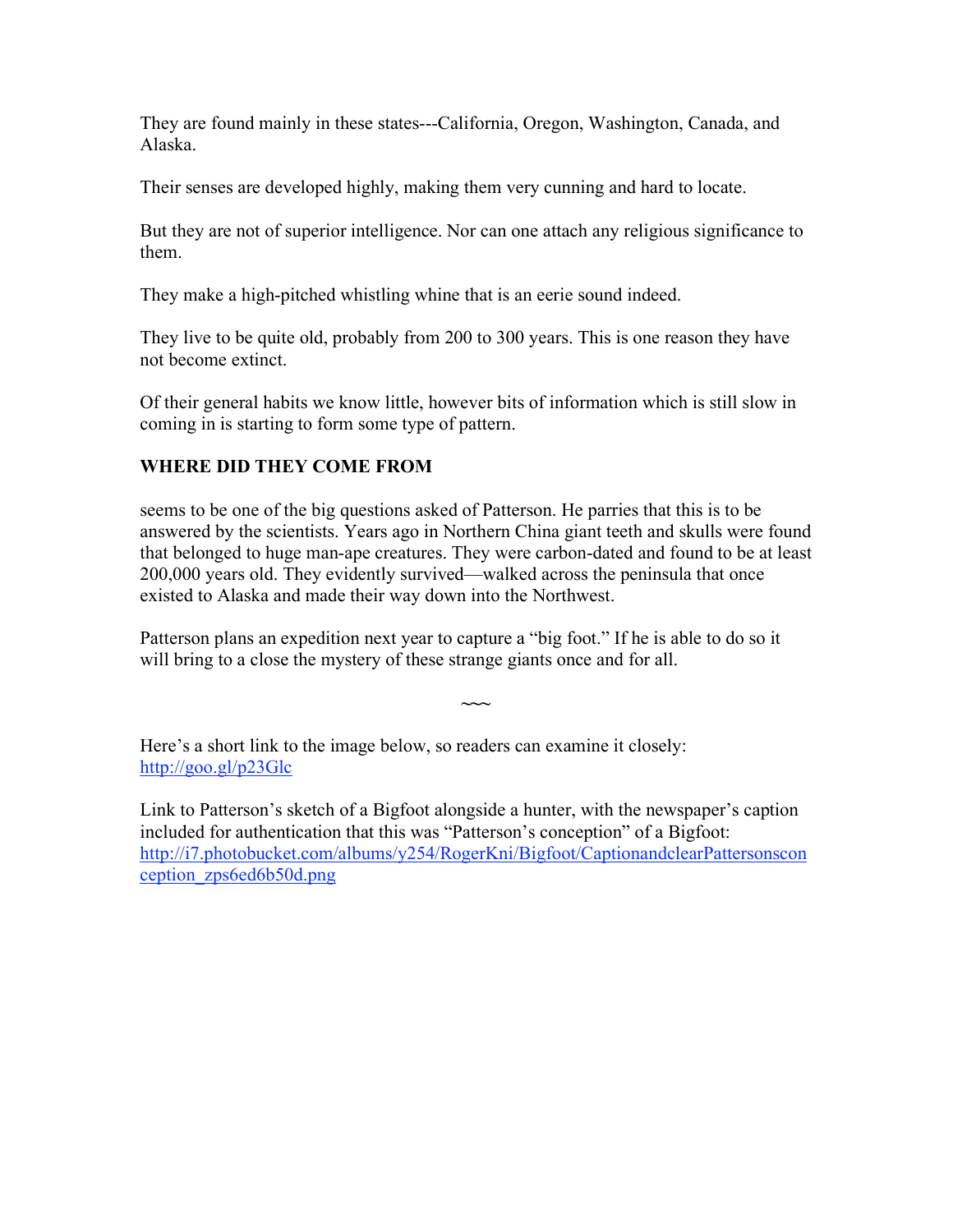They are found mainly in these states---California, Oregon, Washington, Canada, and Alaska.

Their senses are developed highly, making them very cunning and hard to locate.

But they are not of superior intelligence. Nor can one attach any religious significance to them.

They make a high-pitched whistling whine that is an eerie sound indeed.

They live to be quite old, probably from 200 to 300 years. This is one reason they have not become extinct.

Of their general habits we know little, however bits of information which is still slow in coming in is starting to form some type of pattern.

**WHERE DID THEY COME FROM**

seems to be one of the big questions asked of Patterson. He parries that this is to be answered by the scientists. Years ago in Northern China giant teeth and skulls were found that belonged to huge man-ape creatures. They were carbon-dated and found to be at least 200,000 years old. They evidently survived—walked across the peninsula that once existed to Alaska and made their way down into the Northwest.

Patterson plans an expedition next year to capture a "big foot." If he is able to do so it will bring to a close the mystery of these strange giants once and for all.

~~~

Here's a short link to the image below, so readers can examine it closely: http://goo.gl/p23Glc

Link to Patterson's sketch of a Bigfoot alongside a hunter, with the newspaper's caption included for authentication that this was "Patterson's conception" of a Bigfoot: http://i7.photobucket.com/albums/y254/RogerKni/Bigfoot/CaptionandclearPattersonsconception_zps6ed6b50d.png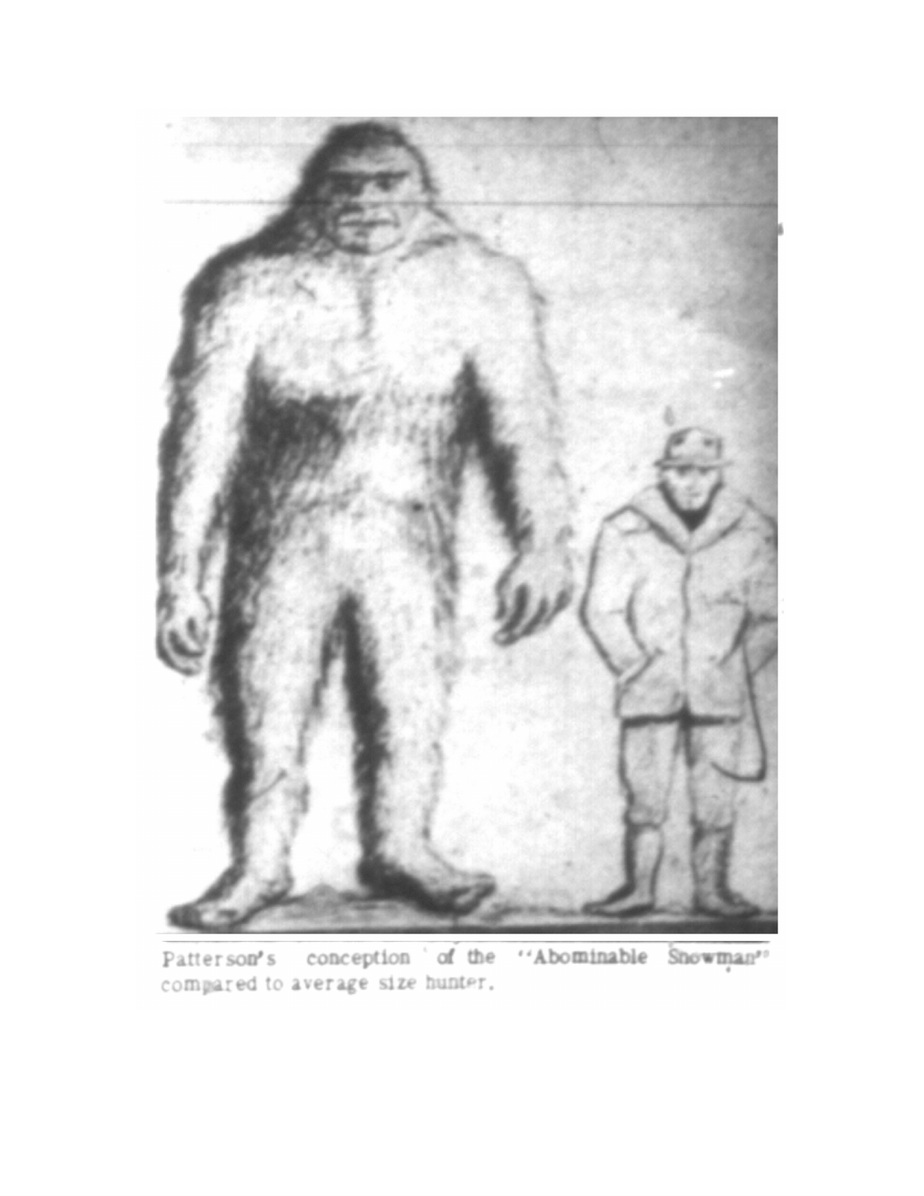Patterson's conception of the "Abominable Snowman" compared to average size hunter.